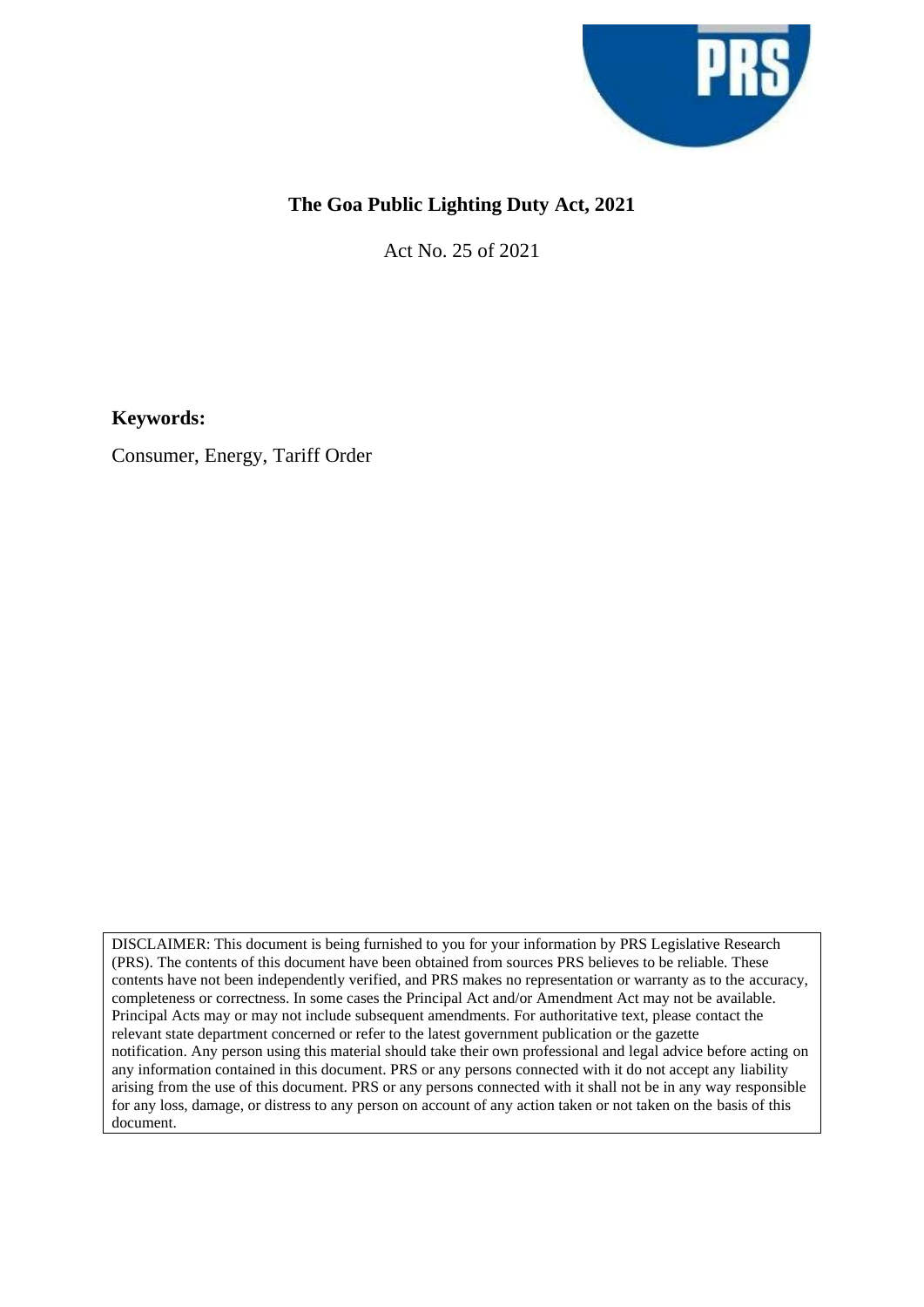# The Goa Public Lighting Duty Act, 2021

Act No. 25 of 2021

**Keywords:**

Consumer, Energy, Tariff Order

DISCLAIMER: This document is being furnished to you for your information by PRS Legislative Research (PRS). The contents of this document have been obtained from sources PRS believes to be reliable. These contents have not been independently verified, and PRS makes no representation or warranty as to the accuracy, completeness or correctness. In some cases the Principal Act and/or Amendment Act may not be available. Principal Acts may or may not include subsequent amendments. For authoritative text, please contact the relevant state department concerned or refer to the latest government publication or the gazette notification. Any person using this material should take their own professional and legal advice before acting on any information contained in this document. PRS or any persons connected with it do not accept any liability arising from the use of this document. PRS or any persons connected with it shall not be in any way responsible for any loss, damage, or distress to any person on account of any action taken or not taken on the basis of this document.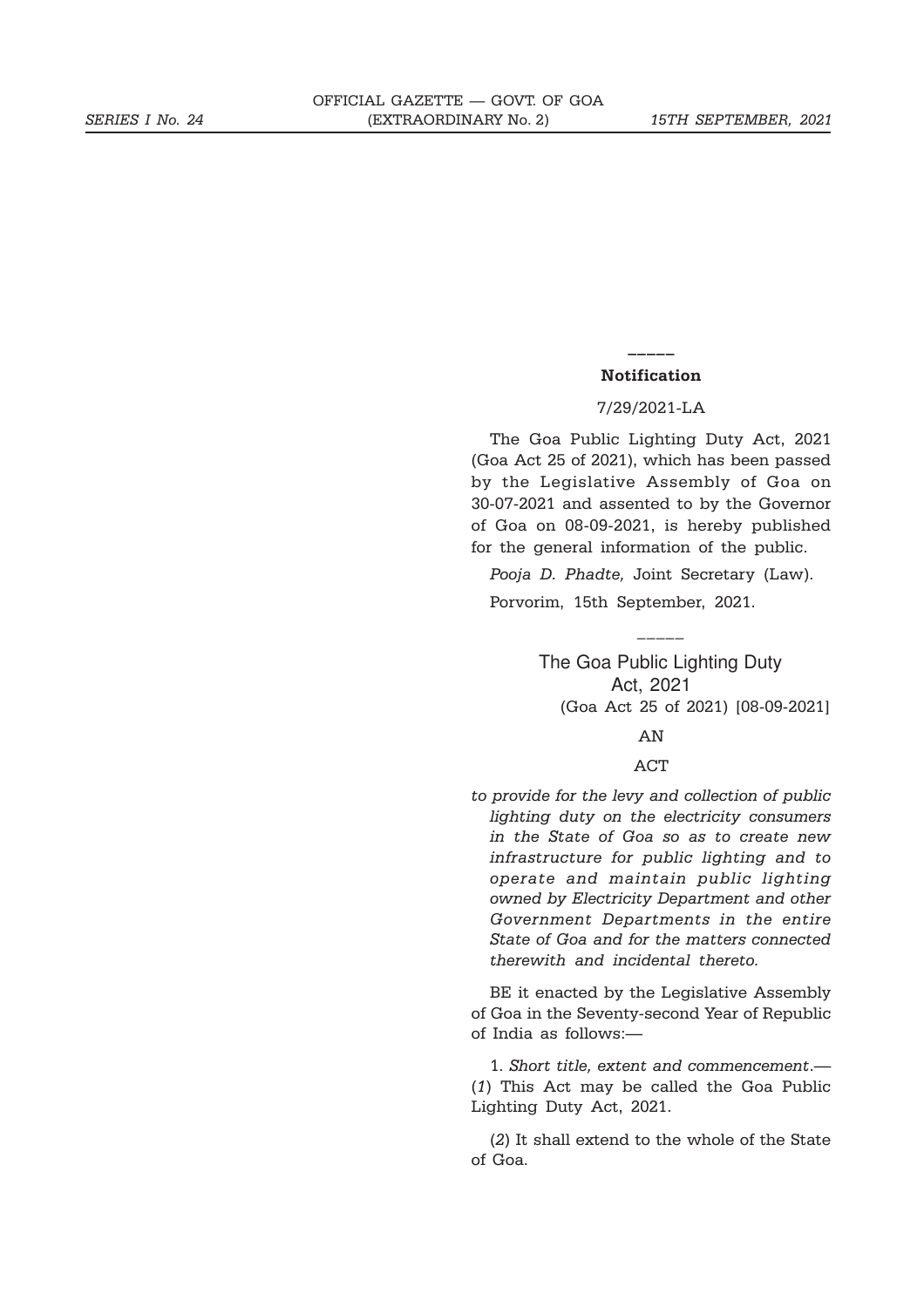## Notification

7/29/2021-LA

The Goa Public Lighting Duty Act, 2021 (Goa Act 25 of 2021), which has been passed by the Legislative Assembly of Goa on 30-07-2021 and assented to by the Governor of Goa on 08-09-2021, is hereby published for the general information of the public.

*Pooja D. Phadte,* Joint Secretary (Law).

Porvorim, 15th September, 2021.

---

# The Goa Public Lighting Duty Act, 2021

(Goa Act 25 of 2021) [08-09-2021]

AN

ACT

*to provide for the levy and collection of public lighting duty on the electricity consumers in the State of Goa so as to create new infrastructure for public lighting and to operate and maintain public lighting owned by Electricity Department and other Government Departments in the entire State of Goa and for the matters connected therewith and incidental thereto.*

BE it enacted by the Legislative Assembly of Goa in the Seventy-second Year of Republic of India as follows:—

1. *Short title, extent and commencement*.— (*1*) This Act may be called the Goa Public Lighting Duty Act, 2021.

(*2*) It shall extend to the whole of the State of Goa.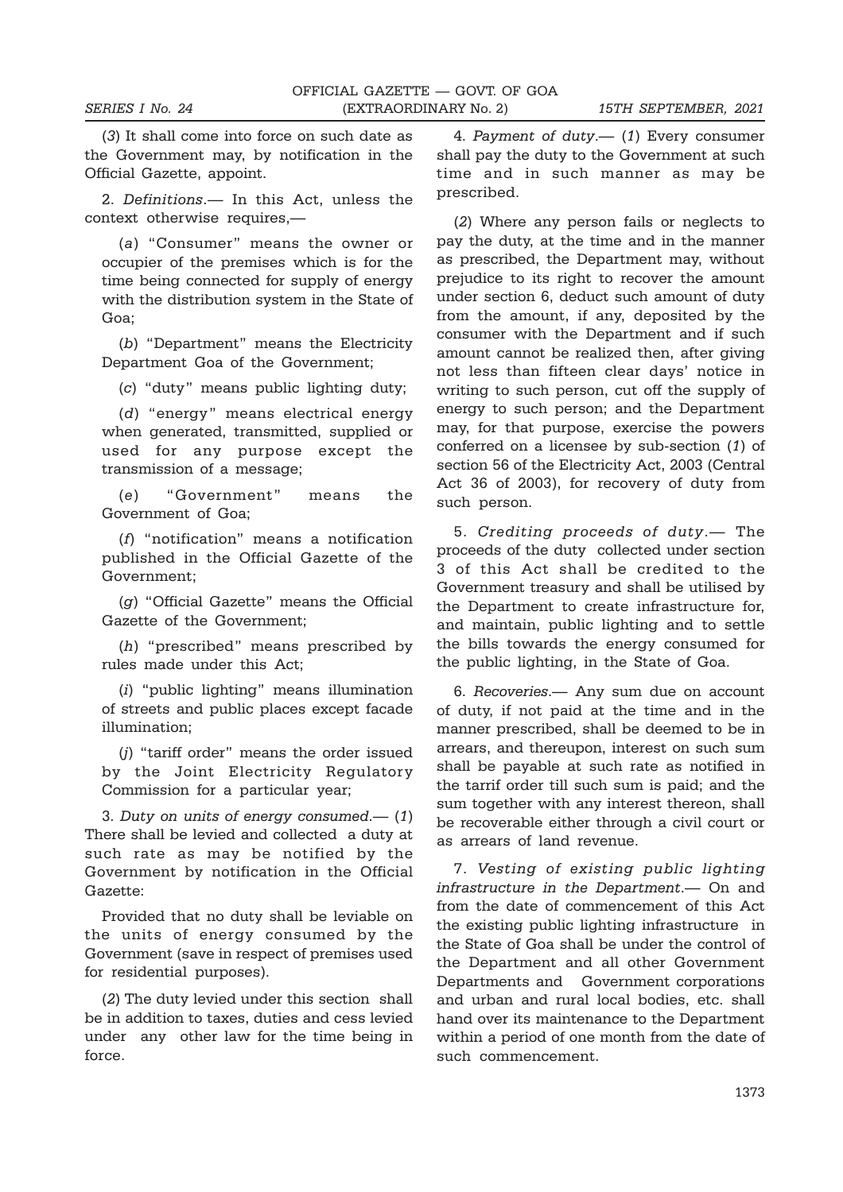(*3*) It shall come into force on such date as the Government may, by notification in the Official Gazette, appoint.

2. *Definitions*.— In this Act, unless the context otherwise requires,—

(*a*) "Consumer" means the owner or occupier of the premises which is for the time being connected for supply of energy with the distribution system in the State of Goa;

(*b*) "Department" means the Electricity Department Goa of the Government;

(*c*) "duty" means public lighting duty;

(*d*) "energy" means electrical energy when generated, transmitted, supplied or used for any purpose except the transmission of a message;

(*e*) "Government" means the Government of Goa;

(*f*) "notification" means a notification published in the Official Gazette of the Government;

(*g*) "Official Gazette" means the Official Gazette of the Government;

(*h*) "prescribed" means prescribed by rules made under this Act;

(*i*) "public lighting" means illumination of streets and public places except facade illumination;

(*j*) "tariff order" means the order issued by the Joint Electricity Regulatory Commission for a particular year;

3. *Duty on units of energy consumed*.— (*1*) There shall be levied and collected a duty at such rate as may be notified by the Government by notification in the Official Gazette:

Provided that no duty shall be leviable on the units of energy consumed by the Government (save in respect of premises used for residential purposes).

(*2*) The duty levied under this section shall be in addition to taxes, duties and cess levied under any other law for the time being in force.

4. *Payment of duty*.— (*1*) Every consumer shall pay the duty to the Government at such time and in such manner as may be prescribed.

(*2*) Where any person fails or neglects to pay the duty, at the time and in the manner as prescribed, the Department may, without prejudice to its right to recover the amount under section 6, deduct such amount of duty from the amount, if any, deposited by the consumer with the Department and if such amount cannot be realized then, after giving not less than fifteen clear days' notice in writing to such person, cut off the supply of energy to such person; and the Department may, for that purpose, exercise the powers conferred on a licensee by sub-section (*1*) of section 56 of the Electricity Act, 2003 (Central Act 36 of 2003), for recovery of duty from such person.

5. *Crediting proceeds of duty*.— The proceeds of the duty collected under section 3 of this Act shall be credited to the Government treasury and shall be utilised by the Department to create infrastructure for, and maintain, public lighting and to settle the bills towards the energy consumed for the public lighting, in the State of Goa.

6. *Recoveries*.— Any sum due on account of duty, if not paid at the time and in the manner prescribed, shall be deemed to be in arrears, and thereupon, interest on such sum shall be payable at such rate as notified in the tarrif order till such sum is paid; and the sum together with any interest thereon, shall be recoverable either through a civil court or as arrears of land revenue.

7. *Vesting of existing public lighting infrastructure in the Department*.— On and from the date of commencement of this Act the existing public lighting infrastructure in the State of Goa shall be under the control of the Department and all other Government Departments and Government corporations and urban and rural local bodies, etc. shall hand over its maintenance to the Department within a period of one month from the date of such commencement.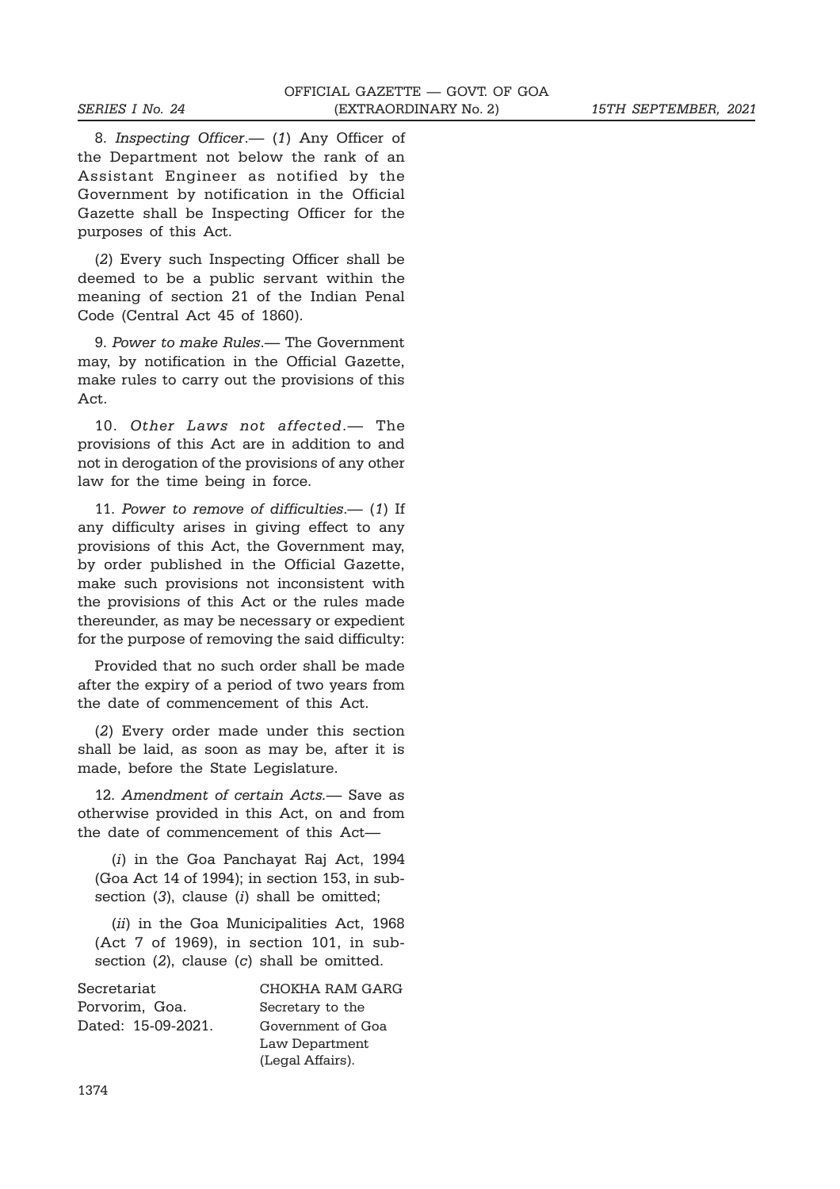8. *Inspecting Officer*.— (*1*) Any Officer of the Department not below the rank of an Assistant Engineer as notified by the Government by notification in the Official Gazette shall be Inspecting Officer for the purposes of this Act.

(*2*) Every such Inspecting Officer shall be deemed to be a public servant within the meaning of section 21 of the Indian Penal Code (Central Act 45 of 1860).

9. *Power to make Rules*.— The Government may, by notification in the Official Gazette, make rules to carry out the provisions of this Act.

10. *Other Laws not affected*.— The provisions of this Act are in addition to and not in derogation of the provisions of any other law for the time being in force.

11. *Power to remove of difficulties*.— (*1*) If any difficulty arises in giving effect to any provisions of this Act, the Government may, by order published in the Official Gazette, make such provisions not inconsistent with the provisions of this Act or the rules made thereunder, as may be necessary or expedient for the purpose of removing the said difficulty:

Provided that no such order shall be made after the expiry of a period of two years from the date of commencement of this Act.

(*2*) Every order made under this section shall be laid, as soon as may be, after it is made, before the State Legislature.

12. *Amendment of certain Acts.*— Save as otherwise provided in this Act, on and from the date of commencement of this Act—

(*i*) in the Goa Panchayat Raj Act, 1994 (Goa Act 14 of 1994); in section 153, in sub-section (*3*), clause (*i*) shall be omitted;

(*ii*) in the Goa Municipalities Act, 1968 (Act 7 of 1969), in section 101, in sub-section (*2*), clause (*c*) shall be omitted.

Secretariat
Porvorim, Goa.
Dated: 15-09-2021.

CHOKHA RAM GARG
Secretary to the
Government of Goa
Law Department
(Legal Affairs).